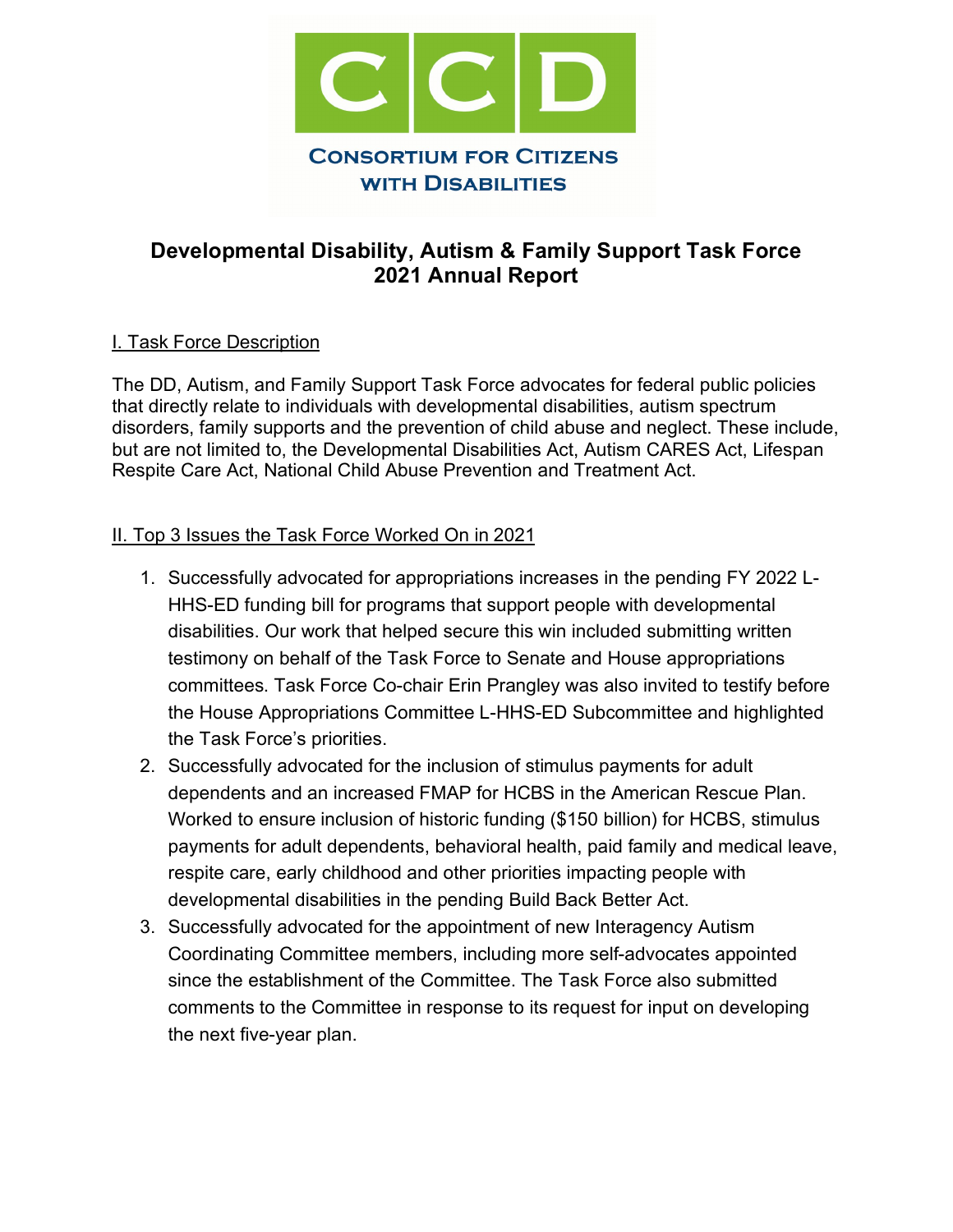CCD

CONSORTIUM FOR CITIZENS WITH DISABILITIES

# Developmental Disability, Autism & Family Support Task Force 2021 Annual Report

## I. Task Force Description

The DD, Autism, and Family Support Task Force advocates for federal public policies that directly relate to individuals with developmental disabilities, autism spectrum disorders, family supports and the prevention of child abuse and neglect. These include, but are not limited to, the Developmental Disabilities Act, Autism CARES Act, Lifespan Respite Care Act, National Child Abuse Prevention and Treatment Act.

## II. Top 3 Issues the Task Force Worked On in 2021

1. Successfully advocated for appropriations increases in the pending FY 2022 L-HHS-ED funding bill for programs that support people with developmental disabilities. Our work that helped secure this win included submitting written testimony on behalf of the Task Force to Senate and House appropriations committees. Task Force Co-chair Erin Prangley was also invited to testify before the House Appropriations Committee L-HHS-ED Subcommittee and highlighted the Task Force's priorities.
2. Successfully advocated for the inclusion of stimulus payments for adult dependents and an increased FMAP for HCBS in the American Rescue Plan. Worked to ensure inclusion of historic funding ($150 billion) for HCBS, stimulus payments for adult dependents, behavioral health, paid family and medical leave, respite care, early childhood and other priorities impacting people with developmental disabilities in the pending Build Back Better Act.
3. Successfully advocated for the appointment of new Interagency Autism Coordinating Committee members, including more self-advocates appointed since the establishment of the Committee. The Task Force also submitted comments to the Committee in response to its request for input on developing the next five-year plan.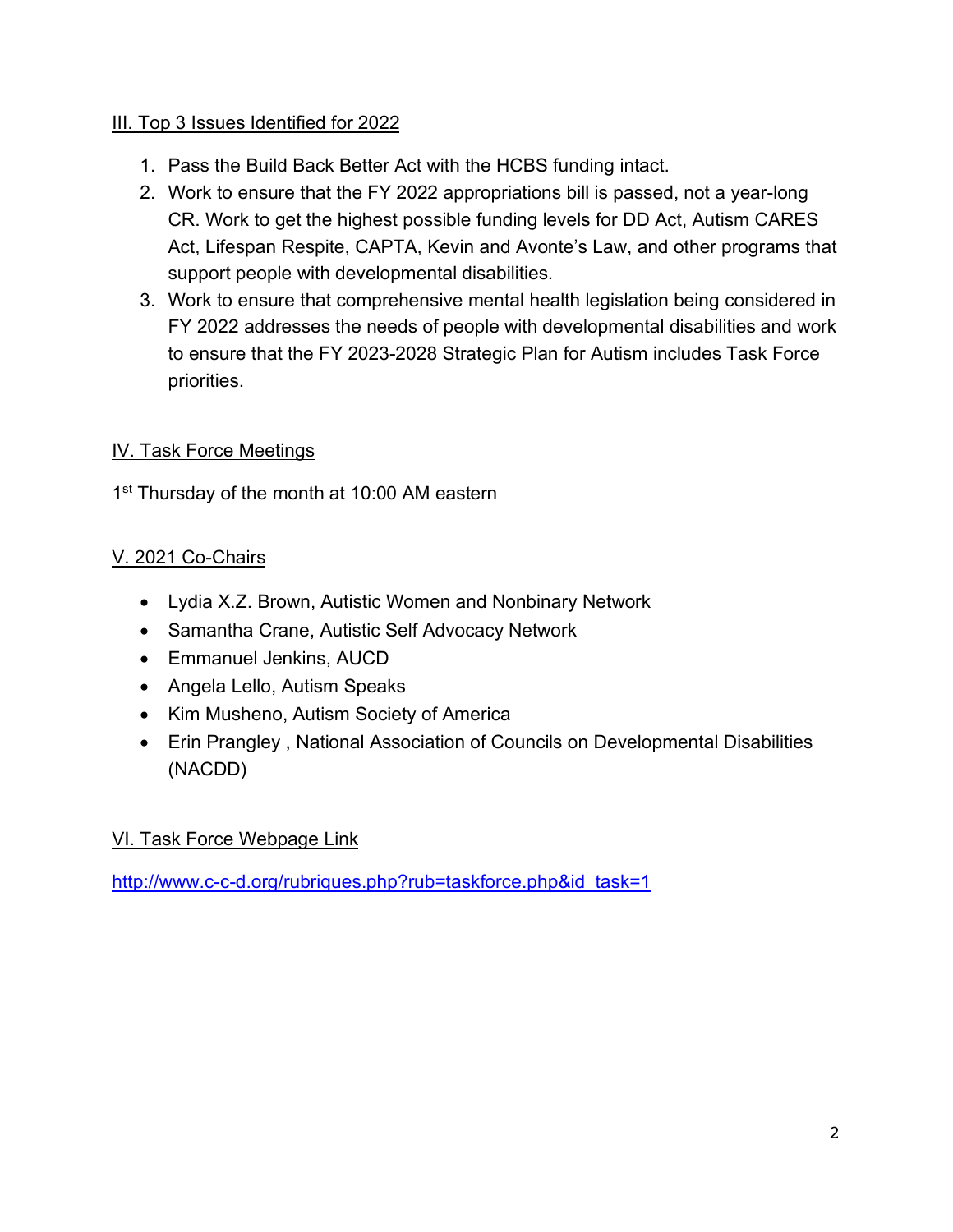## III. Top 3 Issues Identified for 2022

1. Pass the Build Back Better Act with the HCBS funding intact.
2. Work to ensure that the FY 2022 appropriations bill is passed, not a year-long CR. Work to get the highest possible funding levels for DD Act, Autism CARES Act, Lifespan Respite, CAPTA, Kevin and Avonte's Law, and other programs that support people with developmental disabilities.
3. Work to ensure that comprehensive mental health legislation being considered in FY 2022 addresses the needs of people with developmental disabilities and work to ensure that the FY 2023-2028 Strategic Plan for Autism includes Task Force priorities.

## IV. Task Force Meetings

1st Thursday of the month at 10:00 AM eastern

## V. 2021 Co-Chairs

- Lydia X.Z. Brown, Autistic Women and Nonbinary Network
- Samantha Crane, Autistic Self Advocacy Network
- Emmanuel Jenkins, AUCD
- Angela Lello, Autism Speaks
- Kim Musheno, Autism Society of America
- Erin Prangley , National Association of Councils on Developmental Disabilities (NACDD)

## VI. Task Force Webpage Link

http://www.c-c-d.org/rubriques.php?rub=taskforce.php&id_task=1